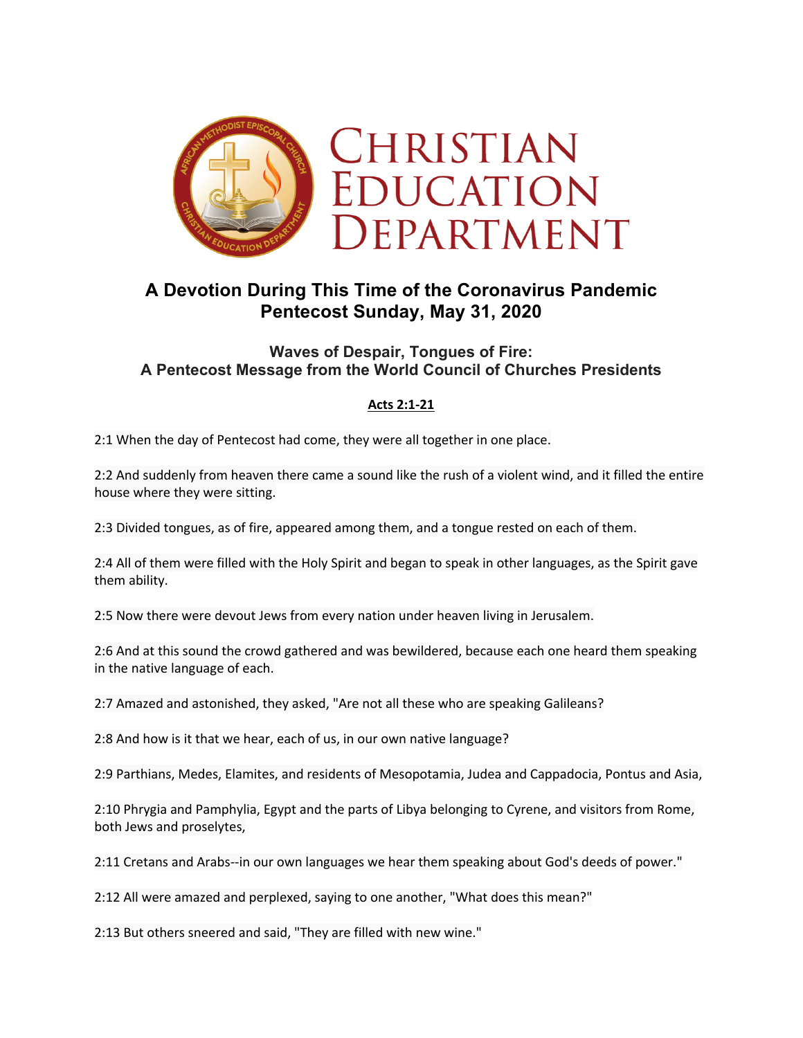# Christian Education Department

## A Devotion During This Time of the Coronavirus Pandemic
## Pentecost Sunday, May 31, 2020

### Waves of Despair, Tongues of Fire:
### A Pentecost Message from the World Council of Churches Presidents

**Acts 2:1-21**

2:1 When the day of Pentecost had come, they were all together in one place.

2:2 And suddenly from heaven there came a sound like the rush of a violent wind, and it filled the entire house where they were sitting.

2:3 Divided tongues, as of fire, appeared among them, and a tongue rested on each of them.

2:4 All of them were filled with the Holy Spirit and began to speak in other languages, as the Spirit gave them ability.

2:5 Now there were devout Jews from every nation under heaven living in Jerusalem.

2:6 And at this sound the crowd gathered and was bewildered, because each one heard them speaking in the native language of each.

2:7 Amazed and astonished, they asked, "Are not all these who are speaking Galileans?

2:8 And how is it that we hear, each of us, in our own native language?

2:9 Parthians, Medes, Elamites, and residents of Mesopotamia, Judea and Cappadocia, Pontus and Asia,

2:10 Phrygia and Pamphylia, Egypt and the parts of Libya belonging to Cyrene, and visitors from Rome, both Jews and proselytes,

2:11 Cretans and Arabs--in our own languages we hear them speaking about God's deeds of power."

2:12 All were amazed and perplexed, saying to one another, "What does this mean?"

2:13 But others sneered and said, "They are filled with new wine."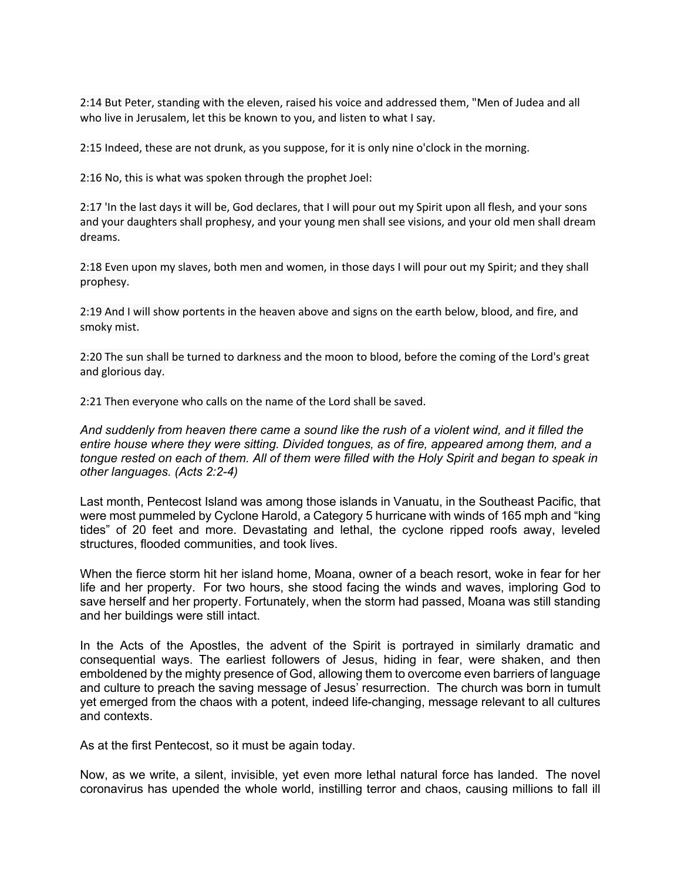2:14 But Peter, standing with the eleven, raised his voice and addressed them, "Men of Judea and all who live in Jerusalem, let this be known to you, and listen to what I say.

2:15 Indeed, these are not drunk, as you suppose, for it is only nine o'clock in the morning.

2:16 No, this is what was spoken through the prophet Joel:

2:17 'In the last days it will be, God declares, that I will pour out my Spirit upon all flesh, and your sons and your daughters shall prophesy, and your young men shall see visions, and your old men shall dream dreams.

2:18 Even upon my slaves, both men and women, in those days I will pour out my Spirit; and they shall prophesy.

2:19 And I will show portents in the heaven above and signs on the earth below, blood, and fire, and smoky mist.

2:20 The sun shall be turned to darkness and the moon to blood, before the coming of the Lord's great and glorious day.

2:21 Then everyone who calls on the name of the Lord shall be saved.

*And suddenly from heaven there came a sound like the rush of a violent wind, and it filled the entire house where they were sitting. Divided tongues, as of fire, appeared among them, and a tongue rested on each of them. All of them were filled with the Holy Spirit and began to speak in other languages. (Acts 2:2-4)*

Last month, Pentecost Island was among those islands in Vanuatu, in the Southeast Pacific, that were most pummeled by Cyclone Harold, a Category 5 hurricane with winds of 165 mph and "king tides" of 20 feet and more. Devastating and lethal, the cyclone ripped roofs away, leveled structures, flooded communities, and took lives.

When the fierce storm hit her island home, Moana, owner of a beach resort, woke in fear for her life and her property. For two hours, she stood facing the winds and waves, imploring God to save herself and her property. Fortunately, when the storm had passed, Moana was still standing and her buildings were still intact.

In the Acts of the Apostles, the advent of the Spirit is portrayed in similarly dramatic and consequential ways. The earliest followers of Jesus, hiding in fear, were shaken, and then emboldened by the mighty presence of God, allowing them to overcome even barriers of language and culture to preach the saving message of Jesus' resurrection. The church was born in tumult yet emerged from the chaos with a potent, indeed life-changing, message relevant to all cultures and contexts.

As at the first Pentecost, so it must be again today.

Now, as we write, a silent, invisible, yet even more lethal natural force has landed. The novel coronavirus has upended the whole world, instilling terror and chaos, causing millions to fall ill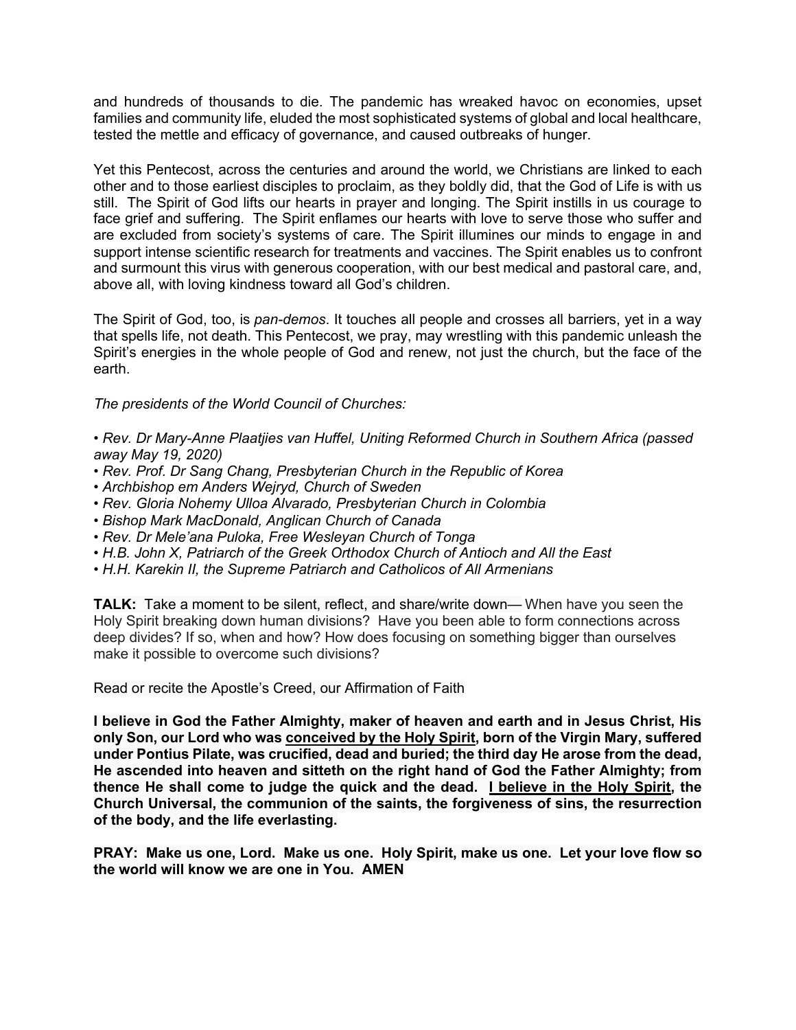and hundreds of thousands to die. The pandemic has wreaked havoc on economies, upset families and community life, eluded the most sophisticated systems of global and local healthcare, tested the mettle and efficacy of governance, and caused outbreaks of hunger.

Yet this Pentecost, across the centuries and around the world, we Christians are linked to each other and to those earliest disciples to proclaim, as they boldly did, that the God of Life is with us still. The Spirit of God lifts our hearts in prayer and longing. The Spirit instills in us courage to face grief and suffering. The Spirit enflames our hearts with love to serve those who suffer and are excluded from society's systems of care. The Spirit illumines our minds to engage in and support intense scientific research for treatments and vaccines. The Spirit enables us to confront and surmount this virus with generous cooperation, with our best medical and pastoral care, and, above all, with loving kindness toward all God's children.

The Spirit of God, too, is *pan-demos*. It touches all people and crosses all barriers, yet in a way that spells life, not death. This Pentecost, we pray, may wrestling with this pandemic unleash the Spirit's energies in the whole people of God and renew, not just the church, but the face of the earth.

*The presidents of the World Council of Churches:*

- *Rev. Dr Mary-Anne Plaatjies van Huffel, Uniting Reformed Church in Southern Africa (passed away May 19, 2020)*
- *Rev. Prof. Dr Sang Chang, Presbyterian Church in the Republic of Korea*
- *Archbishop em Anders Wejryd, Church of Sweden*
- *Rev. Gloria Nohemy Ulloa Alvarado, Presbyterian Church in Colombia*
- *Bishop Mark MacDonald, Anglican Church of Canada*
- *Rev. Dr Mele'ana Puloka, Free Wesleyan Church of Tonga*
- *H.B. John X, Patriarch of the Greek Orthodox Church of Antioch and All the East*
- *H.H. Karekin II, the Supreme Patriarch and Catholicos of All Armenians*

**TALK:** Take a moment to be silent, reflect, and share/write down— When have you seen the Holy Spirit breaking down human divisions? Have you been able to form connections across deep divides? If so, when and how? How does focusing on something bigger than ourselves make it possible to overcome such divisions?

Read or recite the Apostle's Creed, our Affirmation of Faith

**I believe in God the Father Almighty, maker of heaven and earth and in Jesus Christ, His only Son, our Lord who was <u>conceived by the Holy Spirit</u>, born of the Virgin Mary, suffered under Pontius Pilate, was crucified, dead and buried; the third day He arose from the dead, He ascended into heaven and sitteth on the right hand of God the Father Almighty; from thence He shall come to judge the quick and the dead. <u>I believe in the Holy Spirit</u>, the Church Universal, the communion of the saints, the forgiveness of sins, the resurrection of the body, and the life everlasting.**

**PRAY: Make us one, Lord. Make us one. Holy Spirit, make us one. Let your love flow so the world will know we are one in You. AMEN**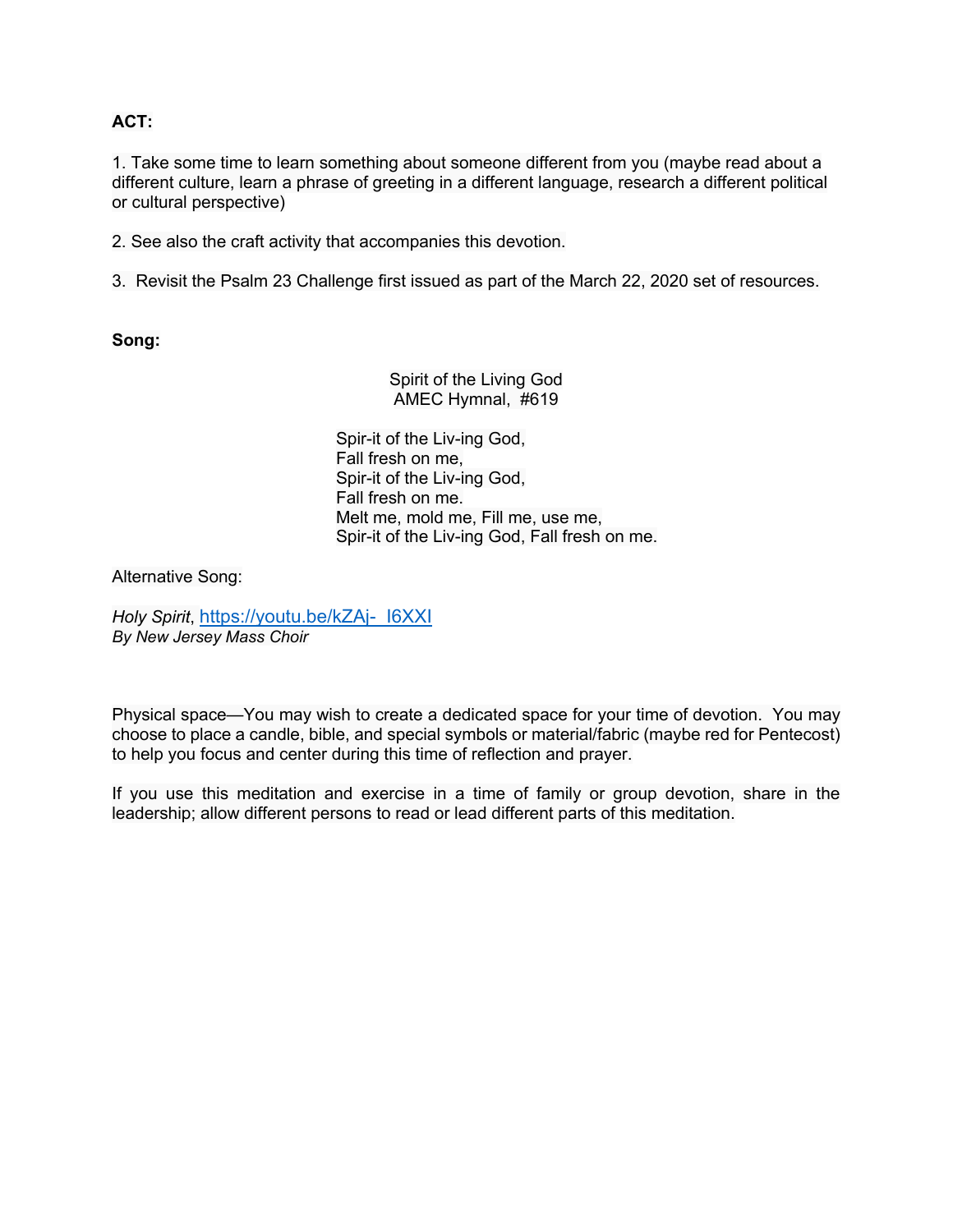**ACT:**

1. Take some time to learn something about someone different from you (maybe read about a different culture, learn a phrase of greeting in a different language, research a different political or cultural perspective)

2. See also the craft activity that accompanies this devotion.

3. Revisit the Psalm 23 Challenge first issued as part of the March 22, 2020 set of resources.

**Song:**

Spirit of the Living God
AMEC Hymnal, #619

Spir-it of the Liv-ing God,
Fall fresh on me,
Spir-it of the Liv-ing God,
Fall fresh on me.
Melt me, mold me, Fill me, use me,
Spir-it of the Liv-ing God, Fall fresh on me.

Alternative Song:

*Holy Spirit*, https://youtu.be/kZAj-_I6XXI
*By New Jersey Mass Choir*

Physical space—You may wish to create a dedicated space for your time of devotion. You may choose to place a candle, bible, and special symbols or material/fabric (maybe red for Pentecost) to help you focus and center during this time of reflection and prayer.

If you use this meditation and exercise in a time of family or group devotion, share in the leadership; allow different persons to read or lead different parts of this meditation.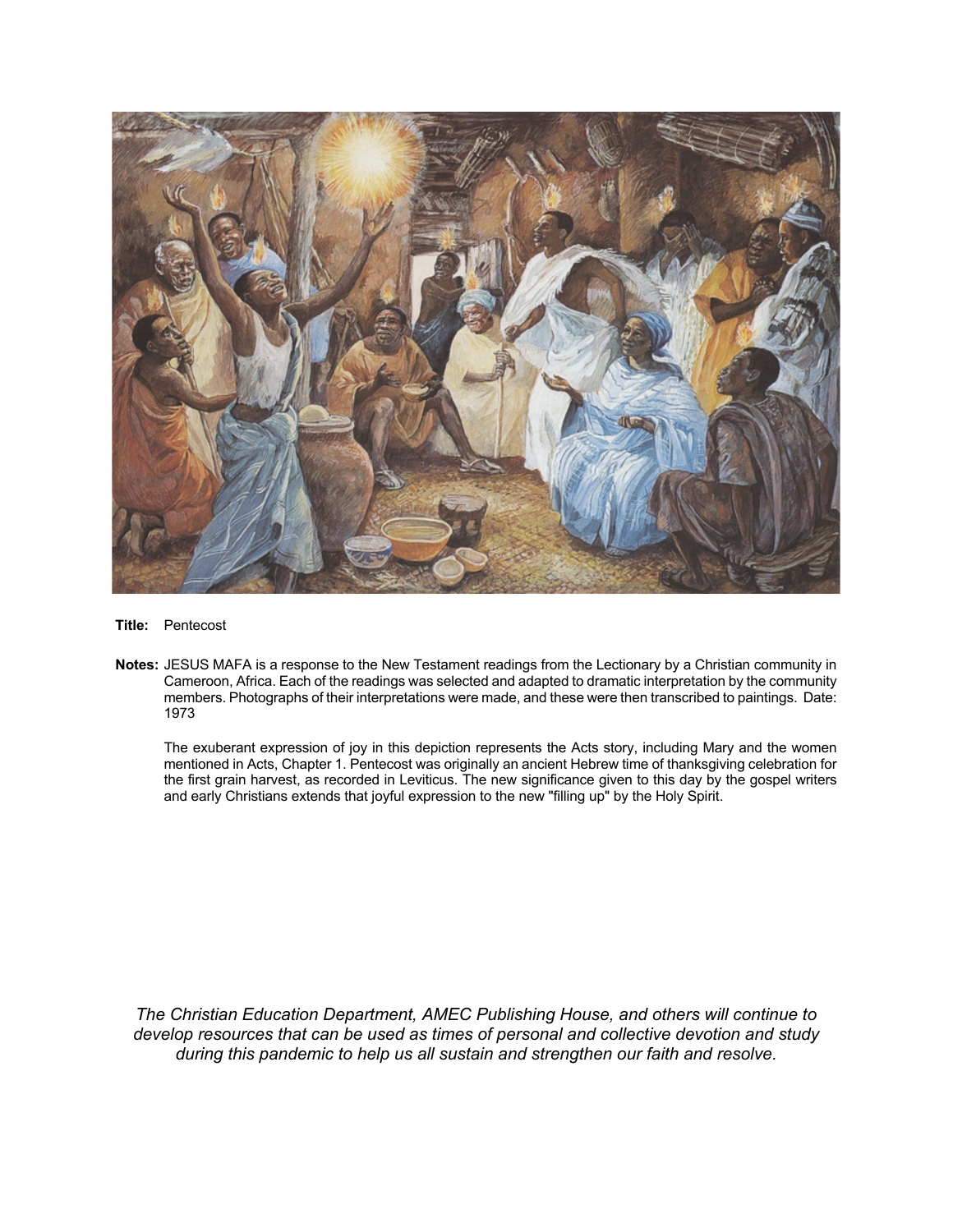**Title:** Pentecost

**Notes:** JESUS MAFA is a response to the New Testament readings from the Lectionary by a Christian community in Cameroon, Africa. Each of the readings was selected and adapted to dramatic interpretation by the community members. Photographs of their interpretations were made, and these were then transcribed to paintings. Date: 1973

The exuberant expression of joy in this depiction represents the Acts story, including Mary and the women mentioned in Acts, Chapter 1. Pentecost was originally an ancient Hebrew time of thanksgiving celebration for the first grain harvest, as recorded in Leviticus. The new significance given to this day by the gospel writers and early Christians extends that joyful expression to the new "filling up" by the Holy Spirit.

*The Christian Education Department, AMEC Publishing House, and others will continue to develop resources that can be used as times of personal and collective devotion and study during this pandemic to help us all sustain and strengthen our faith and resolve.*